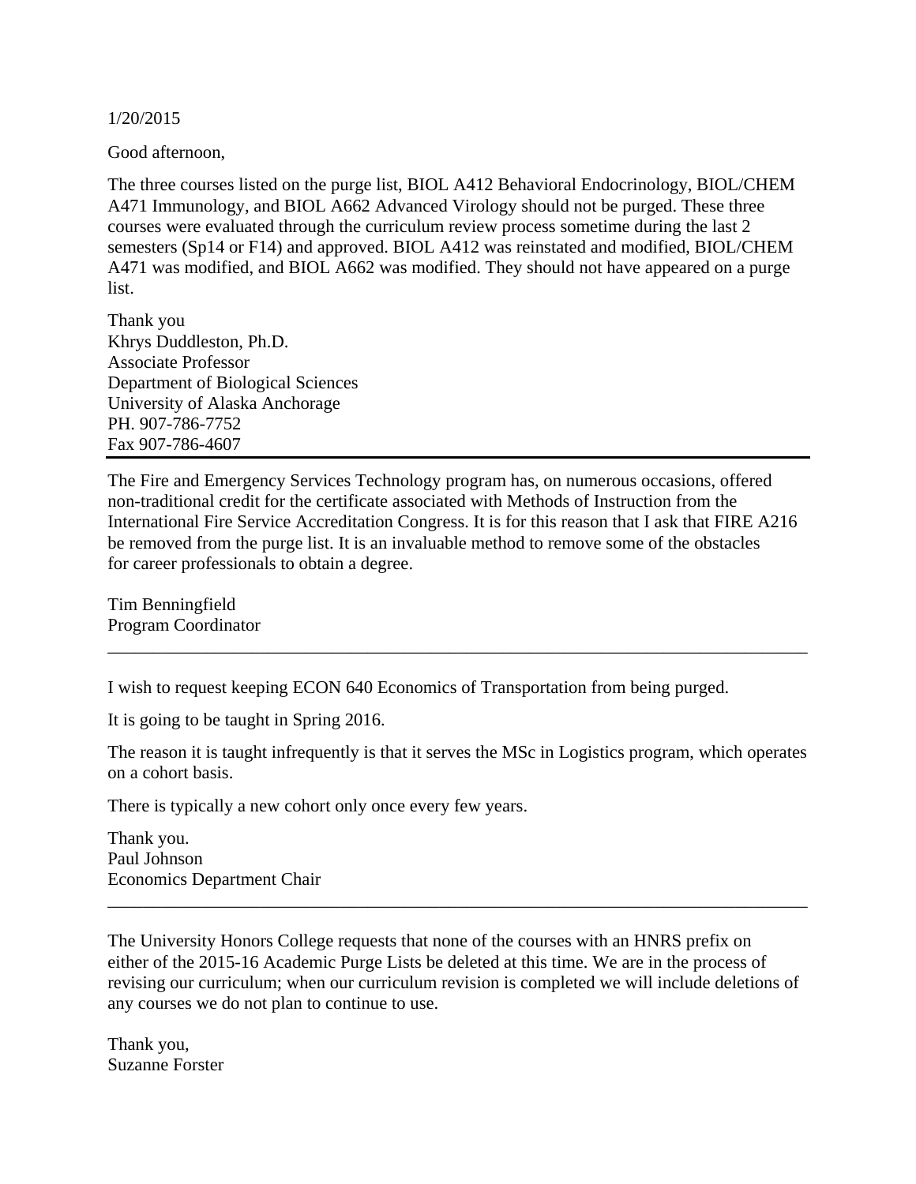1/20/2015

Good afternoon,

The three courses listed on the purge list, BIOL A412 Behavioral Endocrinology, BIOL/CHEM A471 Immunology, and BIOL A662 Advanced Virology should not be purged. These three courses were evaluated through the curriculum review process sometime during the last 2 semesters (Sp14 or F14) and approved. BIOL A412 was reinstated and modified, BIOL/CHEM A471 was modified, and BIOL A662 was modified. They should not have appeared on a purge list.

Thank you  
Khrys Duddleston, Ph.D.  
Associate Professor  
Department of Biological Sciences  
University of Alaska Anchorage  
PH. 907-786-7752  
Fax 907-786-4607

---

The Fire and Emergency Services Technology program has, on numerous occasions, offered non-traditional credit for the certificate associated with Methods of Instruction from the International Fire Service Accreditation Congress. It is for this reason that I ask that FIRE A216 be removed from the purge list. It is an invaluable method to remove some of the obstacles for career professionals to obtain a degree.

Tim Benningfield  
Program Coordinator

---

I wish to request keeping ECON 640 Economics of Transportation from being purged.

It is going to be taught in Spring 2016.

The reason it is taught infrequently is that it serves the MSc in Logistics program, which operates on a cohort basis.

There is typically a new cohort only once every few years.

Thank you.  
Paul Johnson  
Economics Department Chair

---

The University Honors College requests that none of the courses with an HNRS prefix on either of the 2015-16 Academic Purge Lists be deleted at this time. We are in the process of revising our curriculum; when our curriculum revision is completed we will include deletions of any courses we do not plan to continue to use.

Thank you,  
Suzanne Forster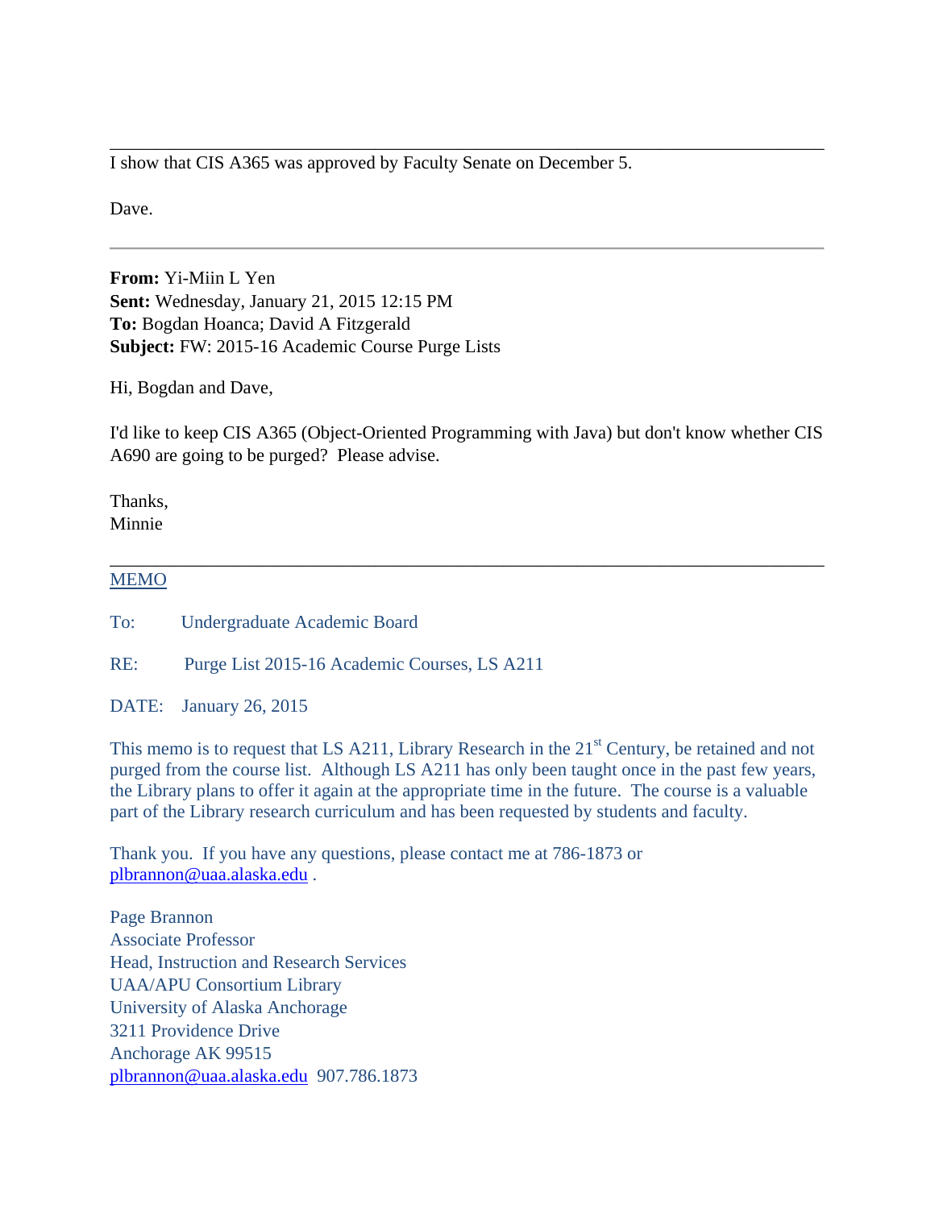---

I show that CIS A365 was approved by Faculty Senate on December 5.

Dave.

---

**From:** Yi-Miin L Yen
**Sent:** Wednesday, January 21, 2015 12:15 PM
**To:** Bogdan Hoanca; David A Fitzgerald
**Subject:** FW: 2015-16 Academic Course Purge Lists

Hi, Bogdan and Dave,

I'd like to keep CIS A365 (Object-Oriented Programming with Java) but don't know whether CIS A690 are going to be purged? Please advise.

Thanks,
Minnie

---

MEMO

To: Undergraduate Academic Board

RE: Purge List 2015-16 Academic Courses, LS A211

DATE: January 26, 2015

This memo is to request that LS A211, Library Research in the 21st Century, be retained and not purged from the course list. Although LS A211 has only been taught once in the past few years, the Library plans to offer it again at the appropriate time in the future. The course is a valuable part of the Library research curriculum and has been requested by students and faculty.

Thank you. If you have any questions, please contact me at 786-1873 or plbrannon@uaa.alaska.edu .

Page Brannon
Associate Professor
Head, Instruction and Research Services
UAA/APU Consortium Library
University of Alaska Anchorage
3211 Providence Drive
Anchorage AK 99515
plbrannon@uaa.alaska.edu 907.786.1873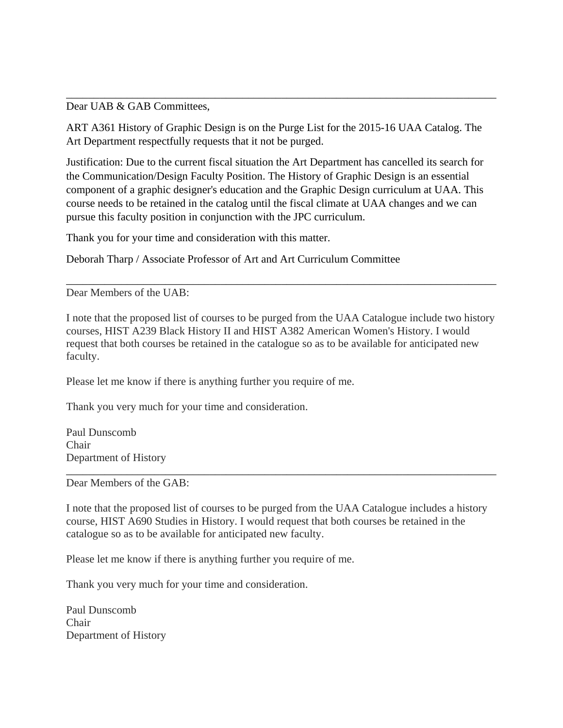---

Dear UAB & GAB Committees,

ART A361 History of Graphic Design is on the Purge List for the 2015-16 UAA Catalog. The Art Department respectfully requests that it not be purged.

Justification: Due to the current fiscal situation the Art Department has cancelled its search for the Communication/Design Faculty Position. The History of Graphic Design is an essential component of a graphic designer's education and the Graphic Design curriculum at UAA. This course needs to be retained in the catalog until the fiscal climate at UAA changes and we can pursue this faculty position in conjunction with the JPC curriculum.

Thank you for your time and consideration with this matter.

Deborah Tharp / Associate Professor of Art and Art Curriculum Committee

---

Dear Members of the UAB:

I note that the proposed list of courses to be purged from the UAA Catalogue include two history courses, HIST A239 Black History II and HIST A382 American Women's History. I would request that both courses be retained in the catalogue so as to be available for anticipated new faculty.

Please let me know if there is anything further you require of me.

Thank you very much for your time and consideration.

Paul Dunscomb
Chair
Department of History

---

Dear Members of the GAB:

I note that the proposed list of courses to be purged from the UAA Catalogue includes a history course, HIST A690 Studies in History. I would request that both courses be retained in the catalogue so as to be available for anticipated new faculty.

Please let me know if there is anything further you require of me.

Thank you very much for your time and consideration.

Paul Dunscomb
Chair
Department of History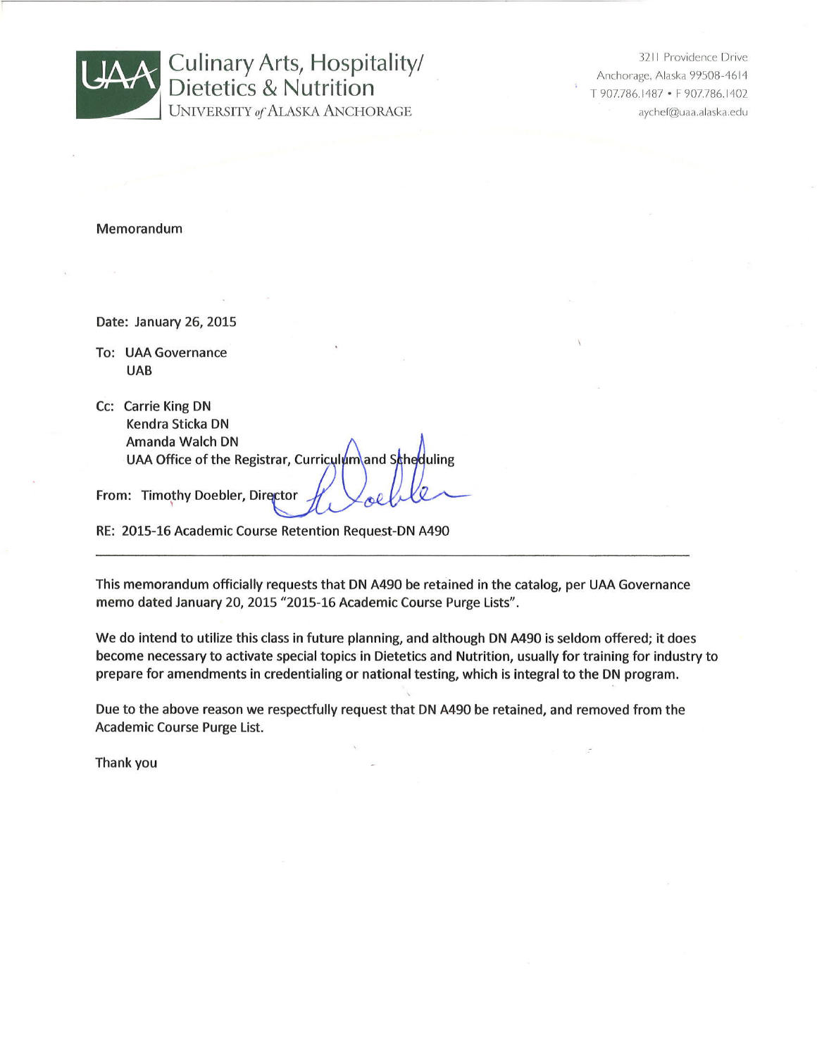UAA Culinary Arts, Hospitality/ Dietetics & Nutrition
UNIVERSITY of ALASKA ANCHORAGE

3211 Providence Drive
Anchorage, Alaska 99508-4614
T 907.786.1487 • F 907.786.1402
aychef@uaa.alaska.edu

Memorandum

Date: January 26, 2015

To: UAA Governance
UAB

Cc: Carrie King DN
Kendra Sticka DN
Amanda Walch DN
UAA Office of the Registrar, Curriculum and Scheduling

From: Timothy Doebler, Director

RE: 2015-16 Academic Course Retention Request-DN A490

---

This memorandum officially requests that DN A490 be retained in the catalog, per UAA Governance memo dated January 20, 2015 "2015-16 Academic Course Purge Lists".

We do intend to utilize this class in future planning, and although DN A490 is seldom offered; it does become necessary to activate special topics in Dietetics and Nutrition, usually for training for industry to prepare for amendments in credentialing or national testing, which is integral to the DN program.

Due to the above reason we respectfully request that DN A490 be retained, and removed from the Academic Course Purge List.

Thank you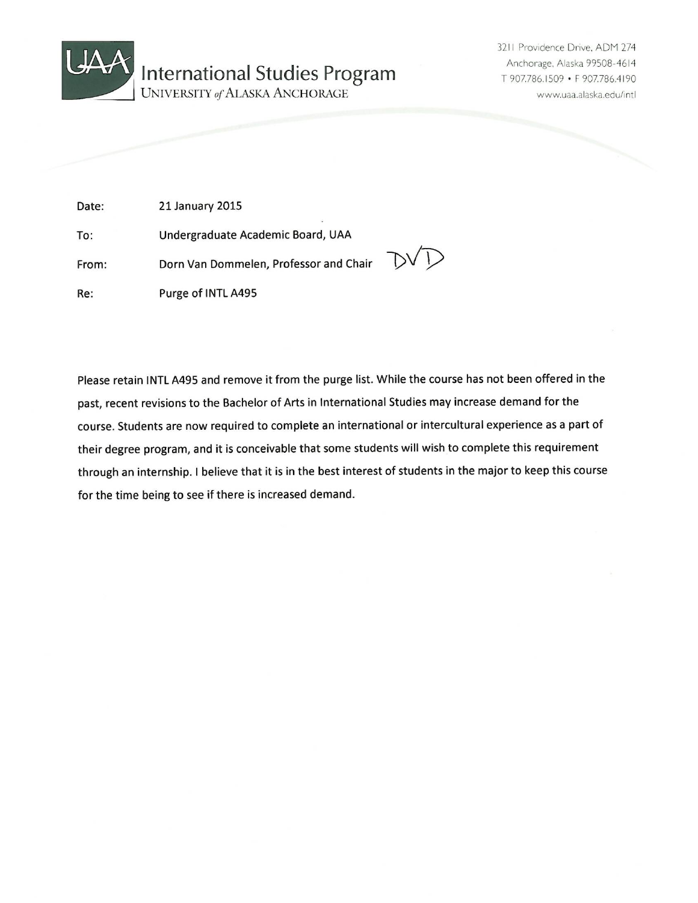# International Studies Program

UNIVERSITY *of* ALASKA ANCHORAGE

3211 Providence Drive, ADM 274
Anchorage, Alaska 99508-4614
T 907.786.1509 • F 907.786.4190
www.uaa.alaska.edu/intl

| | |
|---|---|
| Date: | 21 January 2015 |
| To: | Undergraduate Academic Board, UAA |
| From: | Dorn Van Dommelen, Professor and Chair DVD |
| Re: | Purge of INTL A495 |

Please retain INTL A495 and remove it from the purge list. While the course has not been offered in the past, recent revisions to the Bachelor of Arts in International Studies may increase demand for the course. Students are now required to complete an international or intercultural experience as a part of their degree program, and it is conceivable that some students will wish to complete this requirement through an internship. I believe that it is in the best interest of students in the major to keep this course for the time being to see if there is increased demand.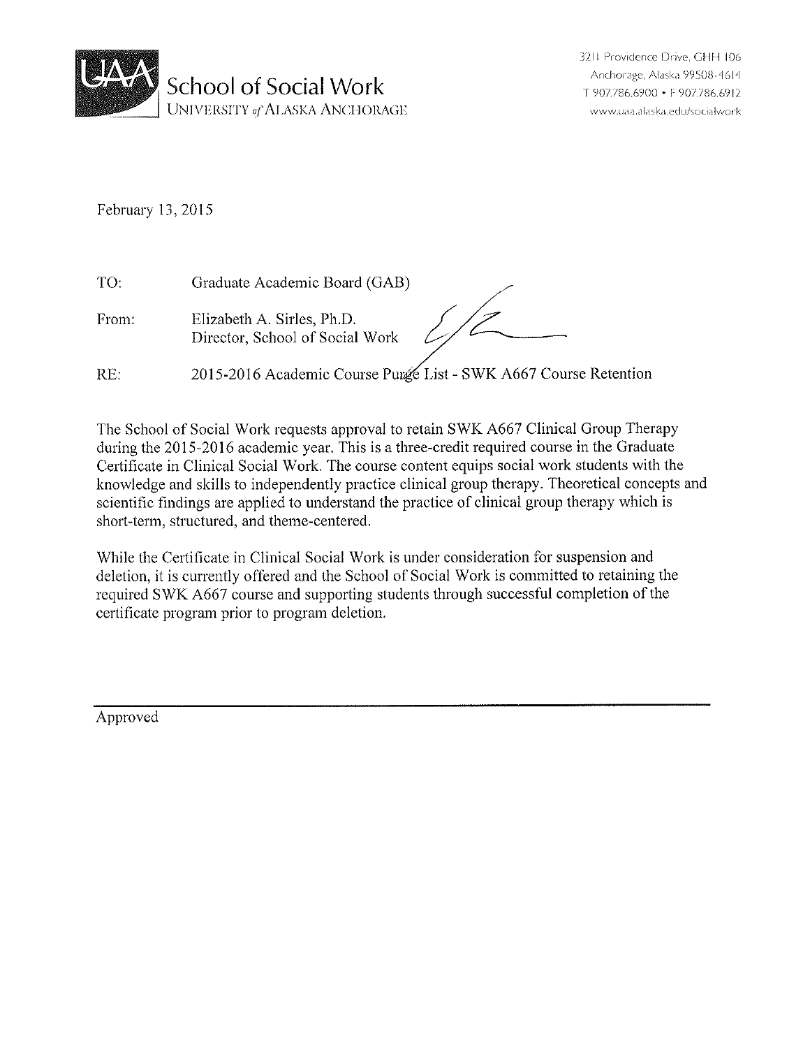UAA School of Social Work
UNIVERSITY of ALASKA ANCHORAGE

3211 Providence Drive, GHH 106
Anchorage, Alaska 99508-4614
T 907.786.6900 • F 907.786.6912
www.uaa.alaska.edu/socialwork

February 13, 2015

TO: Graduate Academic Board (GAB)

From: Elizabeth A. Sirles, Ph.D.
Director, School of Social Work

RE: 2015-2016 Academic Course Purge List - SWK A667 Course Retention

The School of Social Work requests approval to retain SWK A667 Clinical Group Therapy during the 2015-2016 academic year. This is a three-credit required course in the Graduate Certificate in Clinical Social Work. The course content equips social work students with the knowledge and skills to independently practice clinical group therapy. Theoretical concepts and scientific findings are applied to understand the practice of clinical group therapy which is short-term, structured, and theme-centered.

While the Certificate in Clinical Social Work is under consideration for suspension and deletion, it is currently offered and the School of Social Work is committed to retaining the required SWK A667 course and supporting students through successful completion of the certificate program prior to program deletion.

---

Approved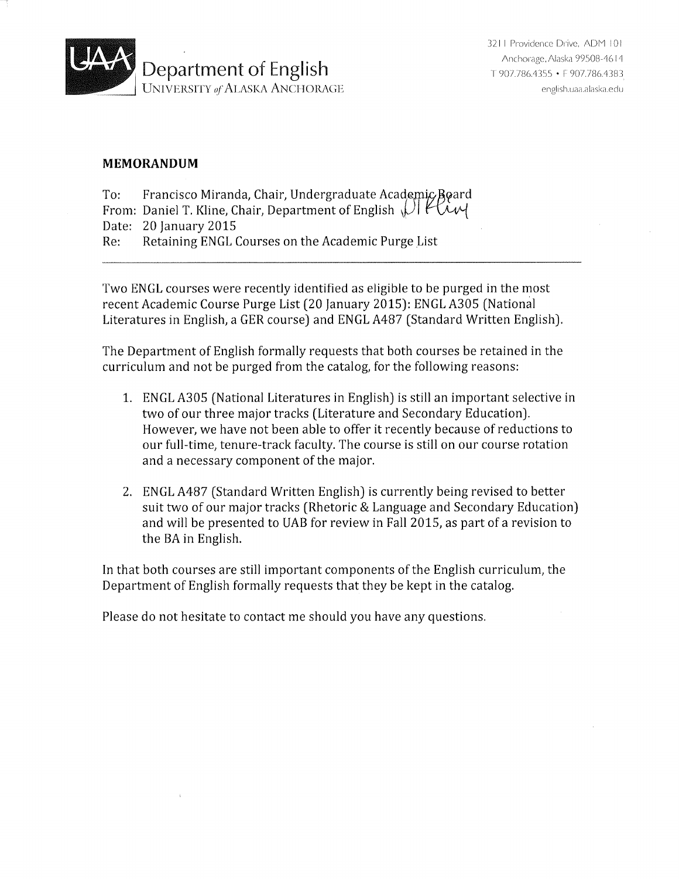UAA **Department of English**
UNIVERSITY *of* ALASKA ANCHORAGE

3211 Providence Drive, ADM 101
Anchorage, Alaska 99508-4614
T 907.786.4355 • F 907.786.4383
english.uaa.alaska.edu

**MEMORANDUM**

To: Francisco Miranda, Chair, Undergraduate Academic Board
From: Daniel T. Kline, Chair, Department of English
Date: 20 January 2015
Re: Retaining ENGL Courses on the Academic Purge List

---

Two ENGL courses were recently identified as eligible to be purged in the most recent Academic Course Purge List (20 January 2015): ENGL A305 (National Literatures in English, a GER course) and ENGL A487 (Standard Written English).

The Department of English formally requests that both courses be retained in the curriculum and not be purged from the catalog, for the following reasons:

1. ENGL A305 (National Literatures in English) is still an important selective in two of our three major tracks (Literature and Secondary Education). However, we have not been able to offer it recently because of reductions to our full-time, tenure-track faculty. The course is still on our course rotation and a necessary component of the major.

2. ENGL A487 (Standard Written English) is currently being revised to better suit two of our major tracks (Rhetoric & Language and Secondary Education) and will be presented to UAB for review in Fall 2015, as part of a revision to the BA in English.

In that both courses are still important components of the English curriculum, the Department of English formally requests that they be kept in the catalog.

Please do not hesitate to contact me should you have any questions.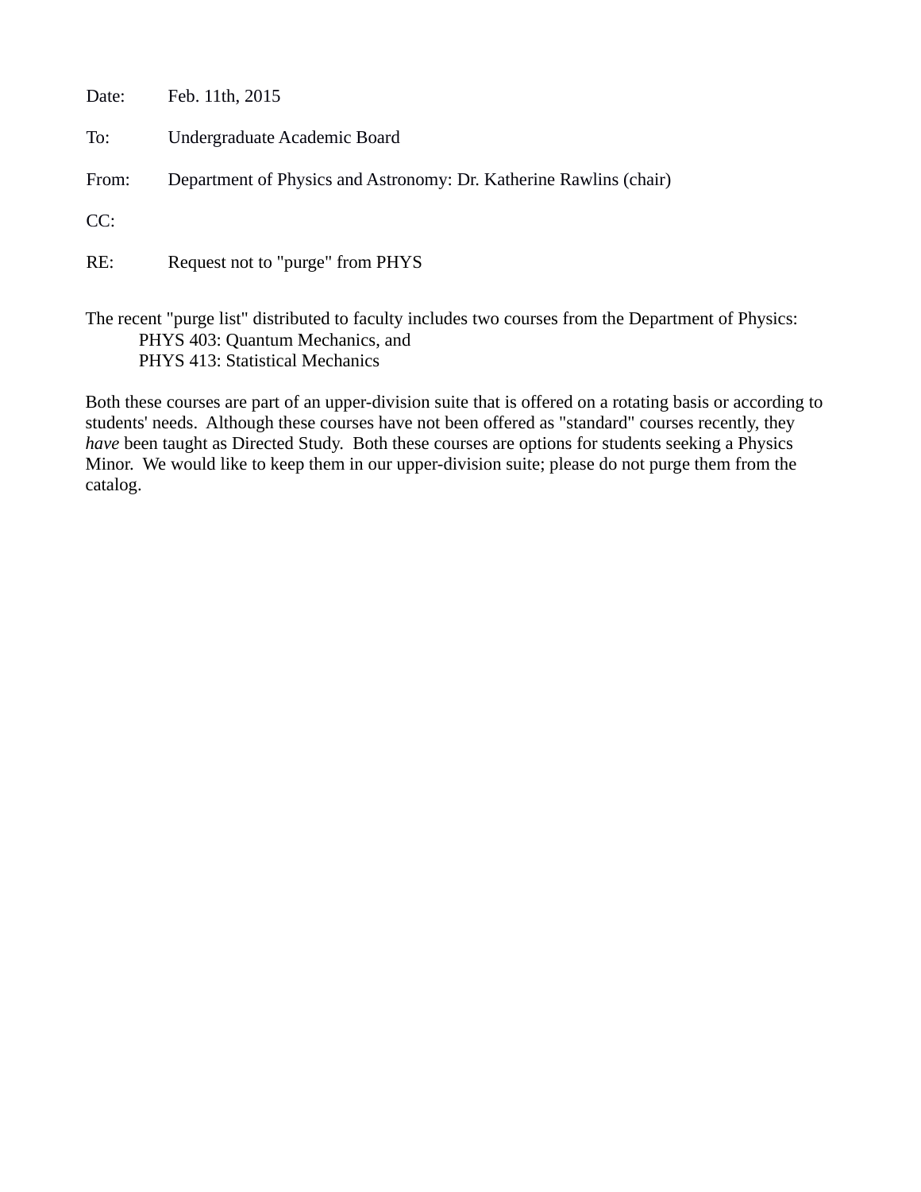Date: Feb. 11th, 2015

To: Undergraduate Academic Board

From: Department of Physics and Astronomy: Dr. Katherine Rawlins (chair)

CC:

RE: Request not to "purge" from PHYS

The recent "purge list" distributed to faculty includes two courses from the Department of Physics:

PHYS 403: Quantum Mechanics, and
PHYS 413: Statistical Mechanics

Both these courses are part of an upper-division suite that is offered on a rotating basis or according to students' needs. Although these courses have not been offered as "standard" courses recently, they *have* been taught as Directed Study. Both these courses are options for students seeking a Physics Minor. We would like to keep them in our upper-division suite; please do not purge them from the catalog.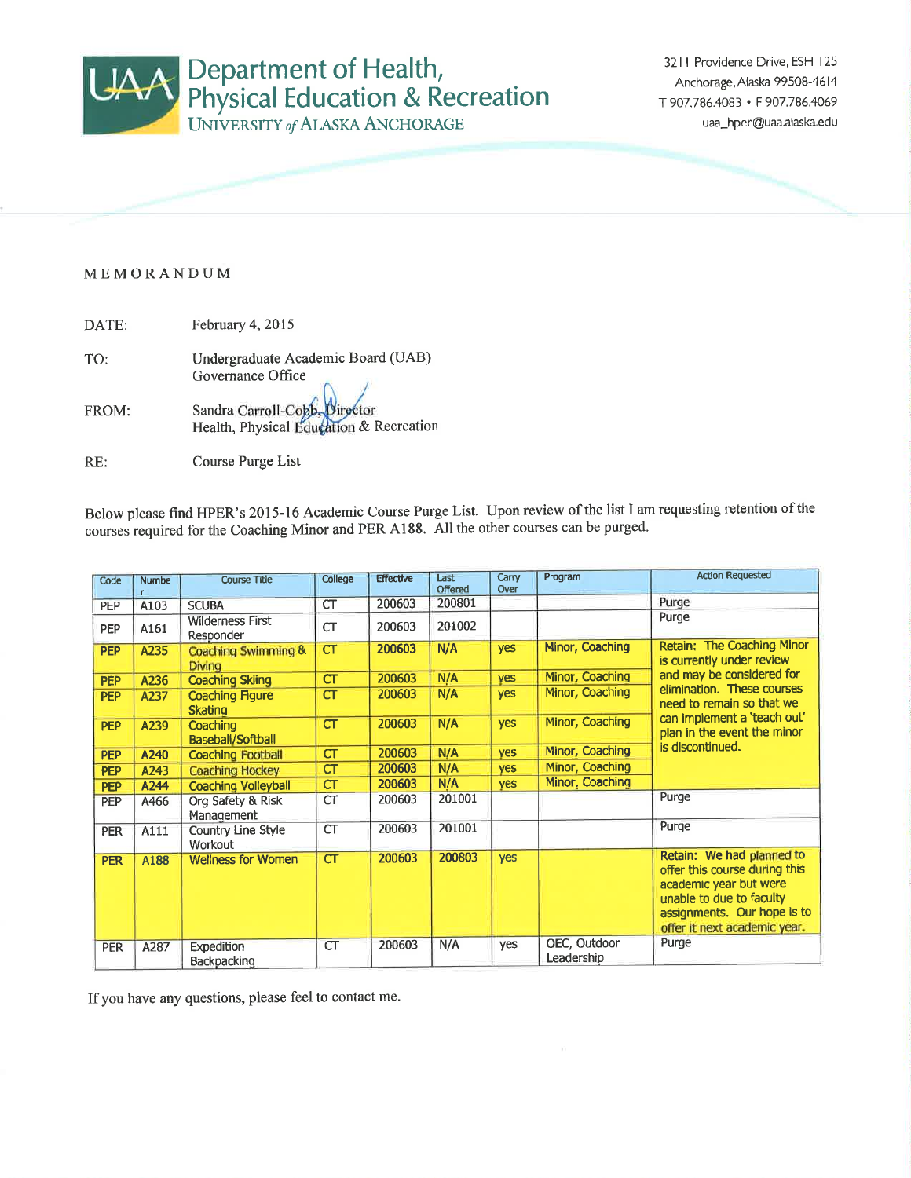# Department of Health, Physical Education & Recreation

UNIVERSITY of ALASKA ANCHORAGE

3211 Providence Drive, ESH 125
Anchorage, Alaska 99508-4614
T 907.786.4083 • F 907.786.4069
uaa_hper@uaa.alaska.edu

MEMORANDUM

DATE: February 4, 2015

TO: Undergraduate Academic Board (UAB)
Governance Office

FROM: Sandra Carroll-Cobb, Director
Health, Physical Education & Recreation

RE: Course Purge List

Below please find HPER's 2015-16 Academic Course Purge List. Upon review of the list I am requesting retention of the courses required for the Coaching Minor and PER A188. All the other courses can be purged.

| Code | Number | Course Title | College | Effective | Last Offered | Carry Over | Program | Action Requested |
|---|---|---|---|---|---|---|---|---|
| PEP | A103 | SCUBA | CT | 200603 | 200801 | | | Purge |
| PEP | A161 | Wilderness First Responder | CT | 200603 | 201002 | | | Purge |
| PEP | A235 | Coaching Swimming & Diving | CT | 200603 | N/A | yes | Minor, Coaching | Retain: The Coaching Minor is currently under review and may be considered for elimination. These courses need to remain so that we can implement a 'teach out' plan in the event the minor is discontinued. |
| PEP | A236 | Coaching Skiing | CT | 200603 | N/A | yes | Minor, Coaching | |
| PEP | A237 | Coaching Figure Skating | CT | 200603 | N/A | yes | Minor, Coaching | |
| PEP | A239 | Coaching Baseball/Softball | CT | 200603 | N/A | yes | Minor, Coaching | |
| PEP | A240 | Coaching Football | CT | 200603 | N/A | yes | Minor, Coaching | |
| PEP | A243 | Coaching Hockey | CT | 200603 | N/A | yes | Minor, Coaching | |
| PEP | A244 | Coaching Volleyball | CT | 200603 | N/A | yes | Minor, Coaching | |
| PEP | A466 | Org Safety & Risk Management | CT | 200603 | 201001 | | | Purge |
| PER | A111 | Country Line Style Workout | CT | 200603 | 201001 | | | Purge |
| PER | A188 | Wellness for Women | CT | 200603 | 200803 | yes | | Retain: We had planned to offer this course during this academic year but were unable to due to faculty assignments. Our hope is to offer it next academic year. |
| PER | A287 | Expedition Backpacking | CT | 200603 | N/A | yes | OEC, Outdoor Leadership | Purge |

If you have any questions, please feel to contact me.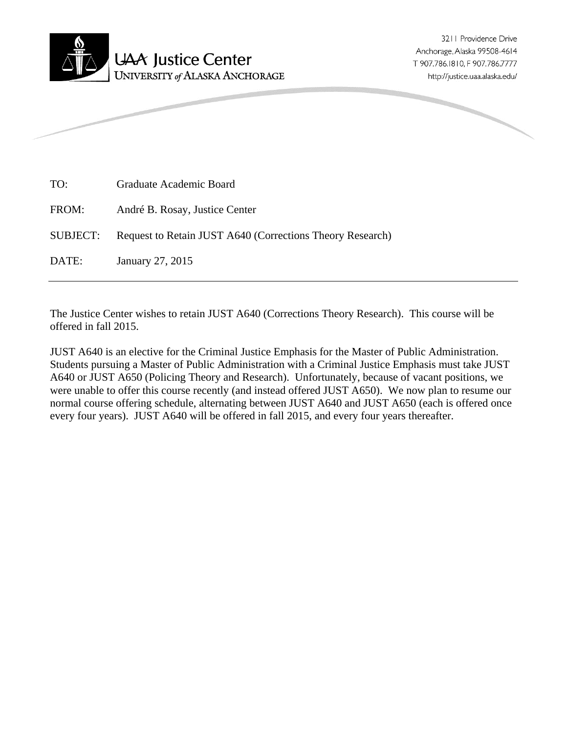UAA Justice Center
UNIVERSITY *of* ALASKA ANCHORAGE

3211 Providence Drive
Anchorage, Alaska 99508-4614
T 907.786.1810, F 907.786.7777
http://justice.uaa.alaska.edu/

| | |
|---|---|
| TO: | Graduate Academic Board |
| FROM: | André B. Rosay, Justice Center |
| SUBJECT: | Request to Retain JUST A640 (Corrections Theory Research) |
| DATE: | January 27, 2015 |

---

The Justice Center wishes to retain JUST A640 (Corrections Theory Research). This course will be offered in fall 2015.

JUST A640 is an elective for the Criminal Justice Emphasis for the Master of Public Administration. Students pursuing a Master of Public Administration with a Criminal Justice Emphasis must take JUST A640 or JUST A650 (Policing Theory and Research). Unfortunately, because of vacant positions, we were unable to offer this course recently (and instead offered JUST A650). We now plan to resume our normal course offering schedule, alternating between JUST A640 and JUST A650 (each is offered once every four years). JUST A640 will be offered in fall 2015, and every four years thereafter.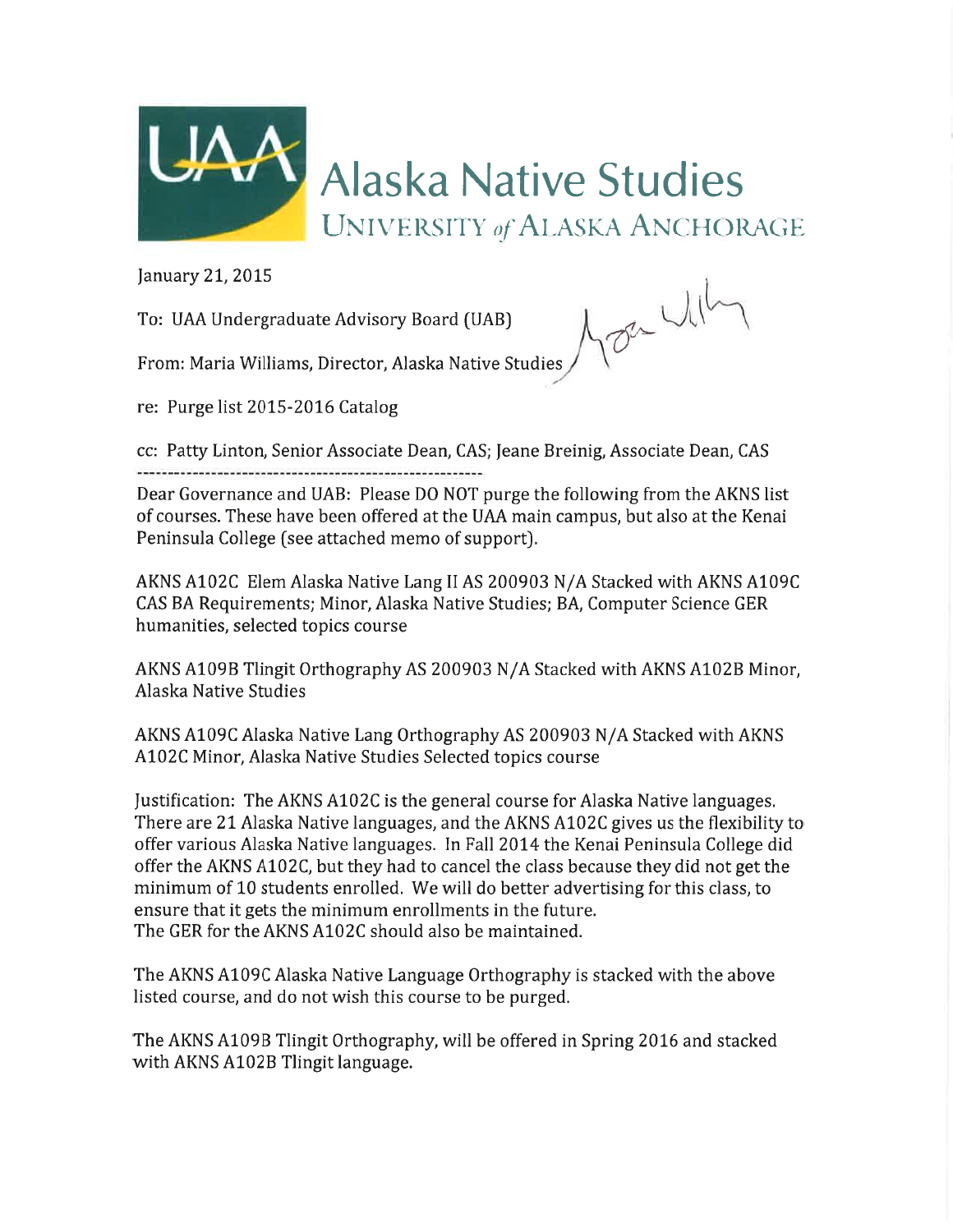# Alaska Native Studies

UNIVERSITY *of* ALASKA ANCHORAGE

January 21, 2015

To: UAA Undergraduate Advisory Board (UAB)

From: Maria Williams, Director, Alaska Native Studies

re: Purge list 2015-2016 Catalog

cc: Patty Linton, Senior Associate Dean, CAS; Jeane Breinig, Associate Dean, CAS

---

Dear Governance and UAB: Please DO NOT purge the following from the AKNS list of courses. These have been offered at the UAA main campus, but also at the Kenai Peninsula College (see attached memo of support).

AKNS A102C Elem Alaska Native Lang II AS 200903 N/A Stacked with AKNS A109C CAS BA Requirements; Minor, Alaska Native Studies; BA, Computer Science GER humanities, selected topics course

AKNS A109B Tlingit Orthography AS 200903 N/A Stacked with AKNS A102B Minor, Alaska Native Studies

AKNS A109C Alaska Native Lang Orthography AS 200903 N/A Stacked with AKNS A102C Minor, Alaska Native Studies Selected topics course

Justification: The AKNS A102C is the general course for Alaska Native languages. There are 21 Alaska Native languages, and the AKNS A102C gives us the flexibility to offer various Alaska Native languages. In Fall 2014 the Kenai Peninsula College did offer the AKNS A102C, but they had to cancel the class because they did not get the minimum of 10 students enrolled. We will do better advertising for this class, to ensure that it gets the minimum enrollments in the future.
The GER for the AKNS A102C should also be maintained.

The AKNS A109C Alaska Native Language Orthography is stacked with the above listed course, and do not wish this course to be purged.

The AKNS A109B Tlingit Orthography, will be offered in Spring 2016 and stacked with AKNS A102B Tlingit language.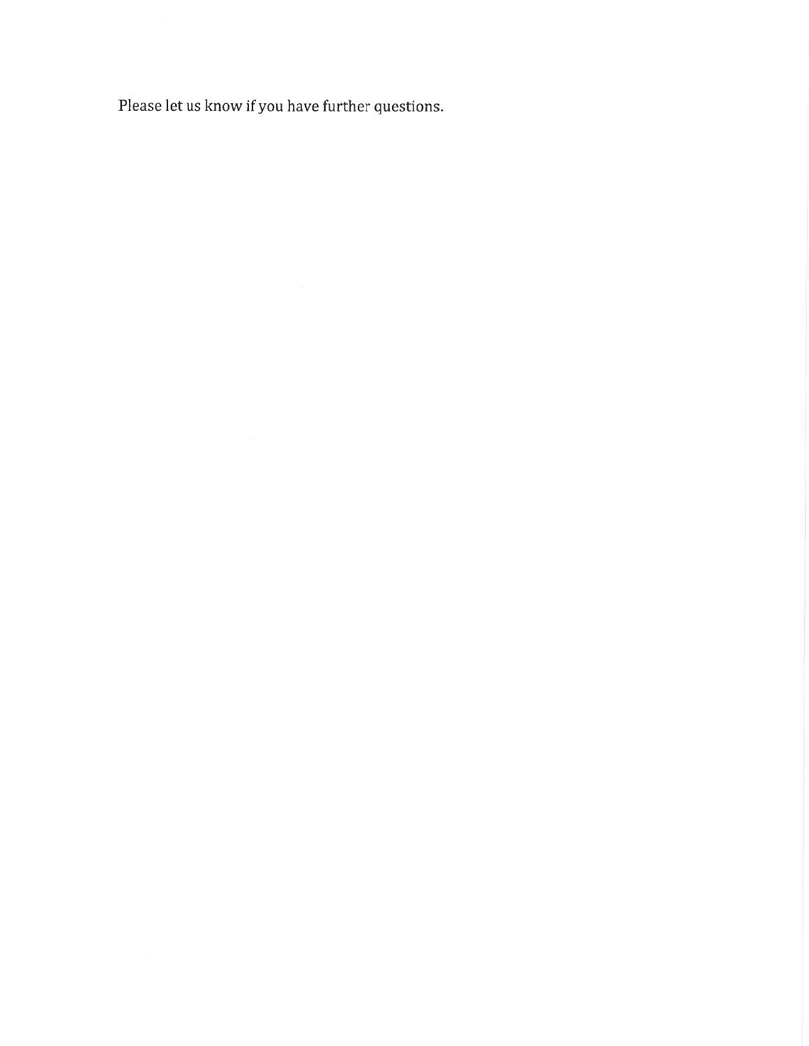Please let us know if you have further questions.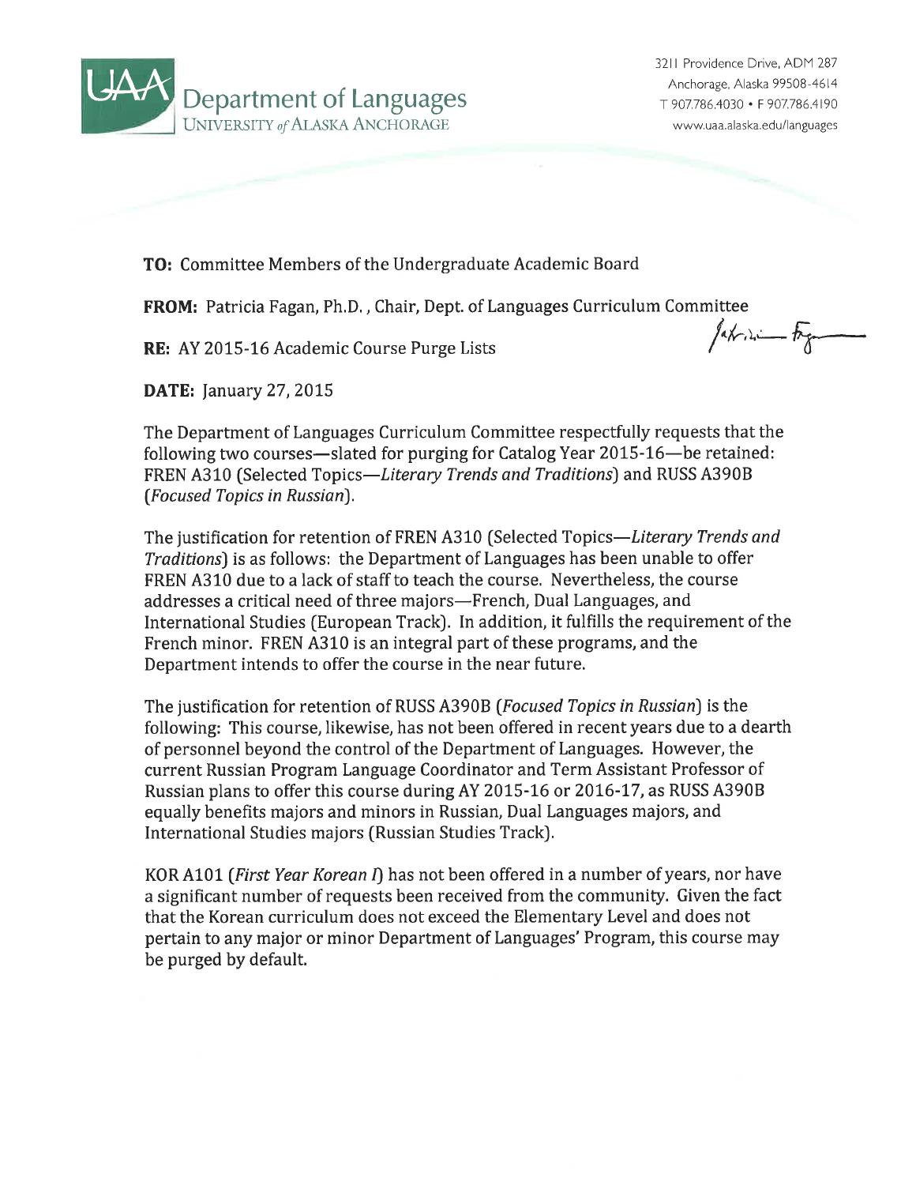UAA **Department of Languages**
UNIVERSITY *of* ALASKA ANCHORAGE

3211 Providence Drive, ADM 287
Anchorage, Alaska 99508-4614
T 907.786.4030 • F 907.786.4190
www.uaa.alaska.edu/languages

**TO:** Committee Members of the Undergraduate Academic Board

**FROM:** Patricia Fagan, Ph.D. , Chair, Dept. of Languages Curriculum Committee

**RE:** AY 2015-16 Academic Course Purge Lists

**DATE:** January 27, 2015

The Department of Languages Curriculum Committee respectfully requests that the following two courses—slated for purging for Catalog Year 2015-16—be retained: FREN A310 (Selected Topics—*Literary Trends and Traditions*) and RUSS A390B (*Focused Topics in Russian*).

The justification for retention of FREN A310 (Selected Topics—*Literary Trends and Traditions*) is as follows: the Department of Languages has been unable to offer FREN A310 due to a lack of staff to teach the course. Nevertheless, the course addresses a critical need of three majors—French, Dual Languages, and International Studies (European Track). In addition, it fulfills the requirement of the French minor. FREN A310 is an integral part of these programs, and the Department intends to offer the course in the near future.

The justification for retention of RUSS A390B (*Focused Topics in Russian*) is the following: This course, likewise, has not been offered in recent years due to a dearth of personnel beyond the control of the Department of Languages. However, the current Russian Program Language Coordinator and Term Assistant Professor of Russian plans to offer this course during AY 2015-16 or 2016-17, as RUSS A390B equally benefits majors and minors in Russian, Dual Languages majors, and International Studies majors (Russian Studies Track).

KOR A101 (*First Year Korean I*) has not been offered in a number of years, nor have a significant number of requests been received from the community. Given the fact that the Korean curriculum does not exceed the Elementary Level and does not pertain to any major or minor Department of Languages' Program, this course may be purged by default.